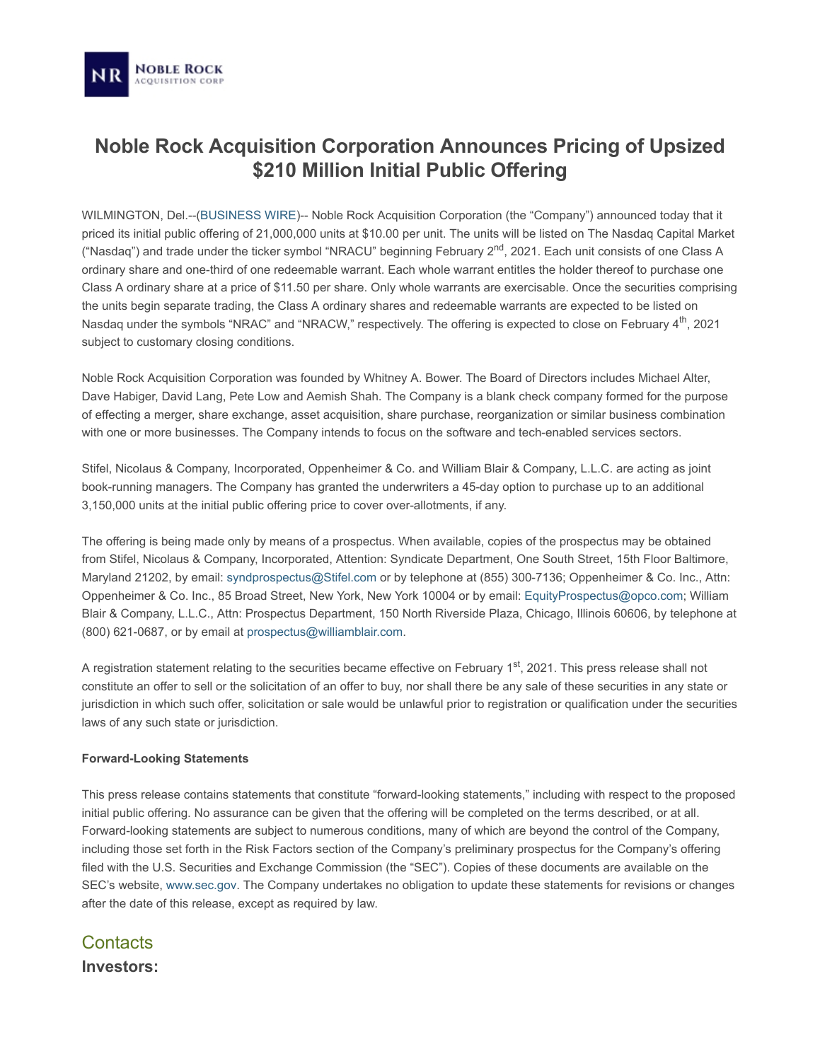# Noble Rock Acquisition Corporation Announces Pricing of Upsized $210 Million Initial Public Offering

WILMINGTON, Del.--(BUSINESS WIRE)-- Noble Rock Acquisition Corporation (the "Company") announced today that it priced its initial public offering of 21,000,000 units at $10.00 per unit. The units will be listed on The Nasdaq Capital Market ("Nasdaq") and trade under the ticker symbol "NRACU" beginning February 2nd, 2021. Each unit consists of one Class A ordinary share and one-third of one redeemable warrant. Each whole warrant entitles the holder thereof to purchase one Class A ordinary share at a price of $11.50 per share. Only whole warrants are exercisable. Once the securities comprising the units begin separate trading, the Class A ordinary shares and redeemable warrants are expected to be listed on Nasdaq under the symbols "NRAC" and "NRACW," respectively. The offering is expected to close on February 4th, 2021 subject to customary closing conditions.

Noble Rock Acquisition Corporation was founded by Whitney A. Bower. The Board of Directors includes Michael Alter, Dave Habiger, David Lang, Pete Low and Aemish Shah. The Company is a blank check company formed for the purpose of effecting a merger, share exchange, asset acquisition, share purchase, reorganization or similar business combination with one or more businesses. The Company intends to focus on the software and tech-enabled services sectors.

Stifel, Nicolaus & Company, Incorporated, Oppenheimer & Co. and William Blair & Company, L.L.C. are acting as joint book-running managers. The Company has granted the underwriters a 45-day option to purchase up to an additional 3,150,000 units at the initial public offering price to cover over-allotments, if any.

The offering is being made only by means of a prospectus. When available, copies of the prospectus may be obtained from Stifel, Nicolaus & Company, Incorporated, Attention: Syndicate Department, One South Street, 15th Floor Baltimore, Maryland 21202, by email: syndprospectus@Stifel.com or by telephone at (855) 300-7136; Oppenheimer & Co. Inc., Attn: Oppenheimer & Co. Inc., 85 Broad Street, New York, New York 10004 or by email: EquityProspectus@opco.com; William Blair & Company, L.L.C., Attn: Prospectus Department, 150 North Riverside Plaza, Chicago, Illinois 60606, by telephone at (800) 621-0687, or by email at prospectus@williamblair.com.

A registration statement relating to the securities became effective on February 1st, 2021. This press release shall not constitute an offer to sell or the solicitation of an offer to buy, nor shall there be any sale of these securities in any state or jurisdiction in which such offer, solicitation or sale would be unlawful prior to registration or qualification under the securities laws of any such state or jurisdiction.

**Forward-Looking Statements**

This press release contains statements that constitute "forward-looking statements," including with respect to the proposed initial public offering. No assurance can be given that the offering will be completed on the terms described, or at all. Forward-looking statements are subject to numerous conditions, many of which are beyond the control of the Company, including those set forth in the Risk Factors section of the Company's preliminary prospectus for the Company's offering filed with the U.S. Securities and Exchange Commission (the "SEC"). Copies of these documents are available on the SEC's website, www.sec.gov. The Company undertakes no obligation to update these statements for revisions or changes after the date of this release, except as required by law.

## Contacts

**Investors:**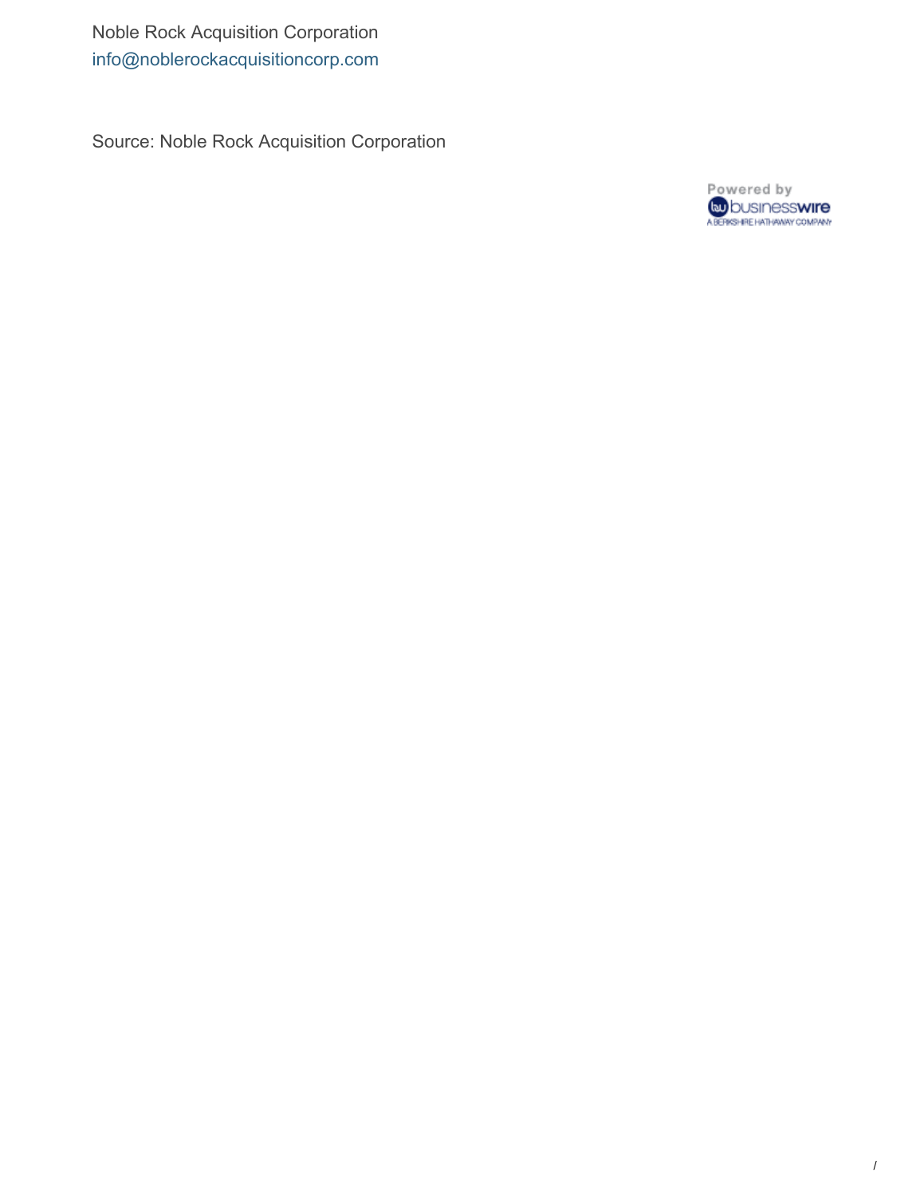Noble Rock Acquisition Corporation
info@noblerockacquisitioncorp.com

Source: Noble Rock Acquisition Corporation